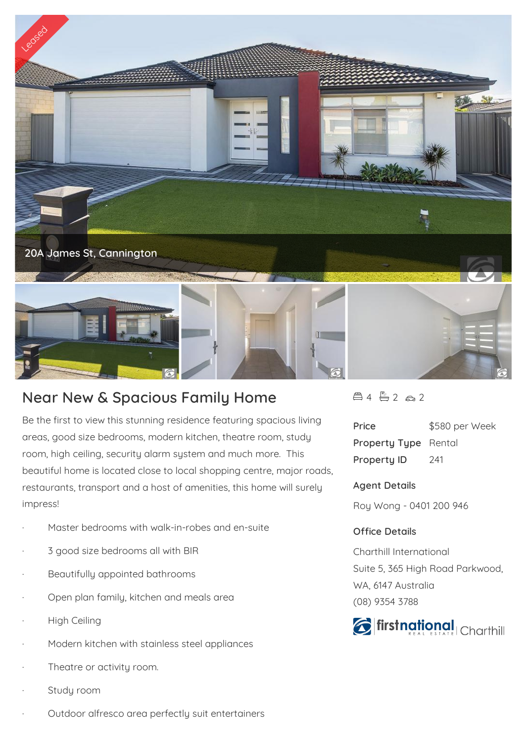Leased

20A James St, Cannington

# Near New & Spacious Family Home

4 2 2

| | |
|---|---|
| Price | $580 per Week |
| Property Type | Rental |
| Property ID | 241 |

## Agent Details

Roy Wong - 0401 200 946

## Office Details

Charthill International
Suite 5, 365 High Road Parkwood, WA, 6147 Australia
(08) 9354 3788

firstnational REAL ESTATE Charthill

Be the first to view this stunning residence featuring spacious living areas, good size bedrooms, modern kitchen, theatre room, study room, high ceiling, security alarm system and much more.  This beautiful home is located close to local shopping centre, major roads, restaurants, transport and a host of amenities, this home will surely impress!

- Master bedrooms with walk-in-robes and en-suite
- 3 good size bedrooms all with BIR
- Beautifully appointed bathrooms
- Open plan family, kitchen and meals area
- High Ceiling
- Modern kitchen with stainless steel appliances
- Theatre or activity room.
- Study room
- Outdoor alfresco area perfectly suit entertainers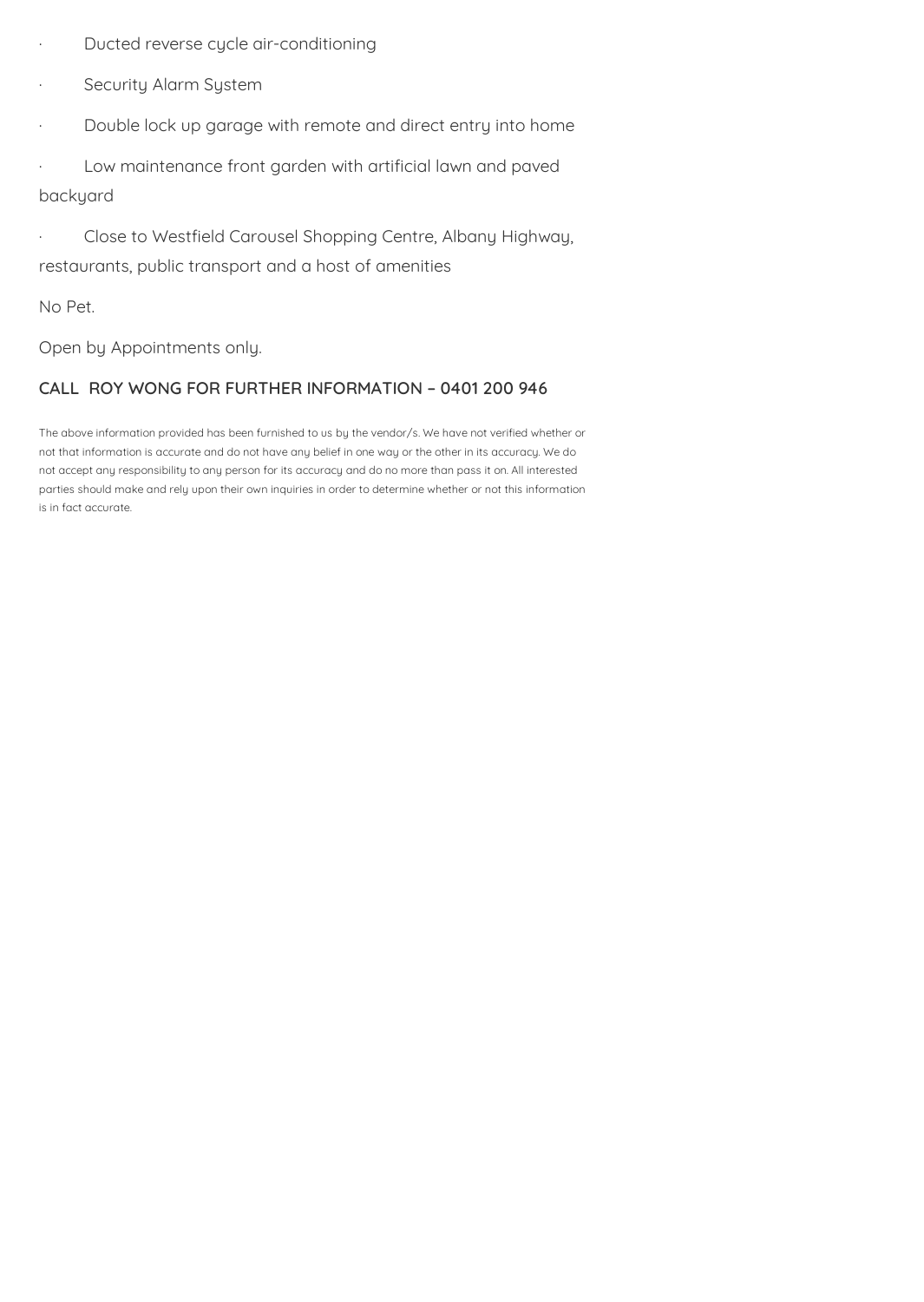- Ducted reverse cycle air-conditioning
- Security Alarm System
- Double lock up garage with remote and direct entry into home
- Low maintenance front garden with artificial lawn and paved backyard
- Close to Westfield Carousel Shopping Centre, Albany Highway, restaurants, public transport and a host of amenities

No Pet.

Open by Appointments only.

**CALL ROY WONG FOR FURTHER INFORMATION – 0401 200 946**

The above information provided has been furnished to us by the vendor/s. We have not verified whether or not that information is accurate and do not have any belief in one way or the other in its accuracy. We do not accept any responsibility to any person for its accuracy and do no more than pass it on. All interested parties should make and rely upon their own inquiries in order to determine whether or not this information is in fact accurate.